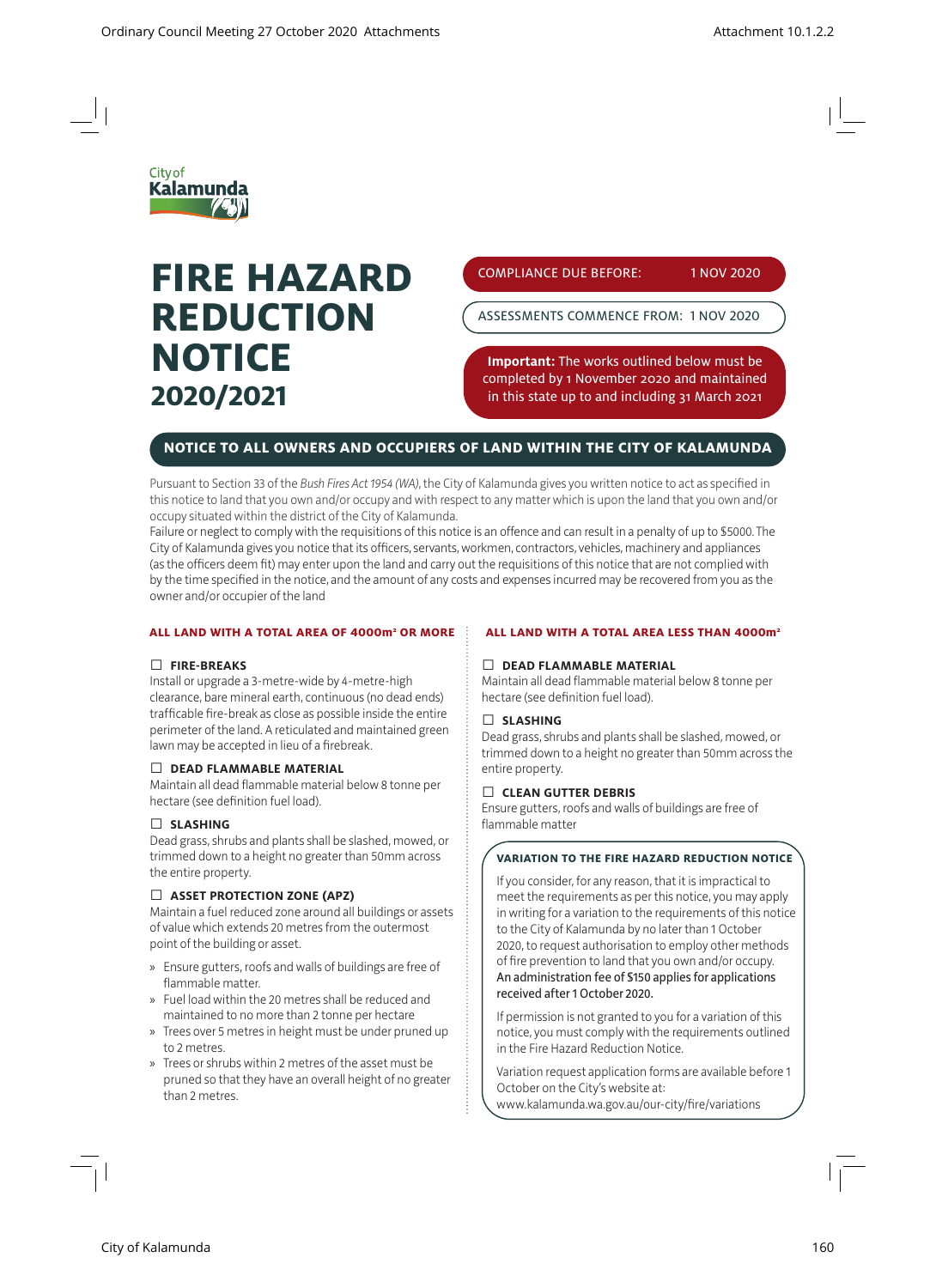City of Kalamunda

# FIRE HAZARD REDUCTION NOTICE 2020/2021

COMPLIANCE DUE BEFORE: 1 NOV 2020

ASSESSMENTS COMMENCE FROM: 1 NOV 2020

**Important:** The works outlined below must be completed by 1 November 2020 and maintained in this state up to and including 31 March 2021

## NOTICE TO ALL OWNERS AND OCCUPIERS OF LAND WITHIN THE CITY OF KALAMUNDA

Pursuant to Section 33 of the *Bush Fires Act 1954 (WA)*, the City of Kalamunda gives you written notice to act as specified in this notice to land that you own and/or occupy and with respect to any matter which is upon the land that you own and/or occupy situated within the district of the City of Kalamunda.

Failure or neglect to comply with the requisitions of this notice is an offence and can result in a penalty of up to $5000. The City of Kalamunda gives you notice that its officers, servants, workmen, contractors, vehicles, machinery and appliances (as the officers deem fit) may enter upon the land and carry out the requisitions of this notice that are not complied with by the time specified in the notice, and the amount of any costs and expenses incurred may be recovered from you as the owner and/or occupier of the land

### ALL LAND WITH A TOTAL AREA OF 4000m² OR MORE

☐ **FIRE-BREAKS**

Install or upgrade a 3-metre-wide by 4-metre-high clearance, bare mineral earth, continuous (no dead ends) trafficable fire-break as close as possible inside the entire perimeter of the land. A reticulated and maintained green lawn may be accepted in lieu of a firebreak.

☐ **DEAD FLAMMABLE MATERIAL**

Maintain all dead flammable material below 8 tonne per hectare (see definition fuel load).

☐ **SLASHING**

Dead grass, shrubs and plants shall be slashed, mowed, or trimmed down to a height no greater than 50mm across the entire property.

☐ **ASSET PROTECTION ZONE (APZ)**

Maintain a fuel reduced zone around all buildings or assets of value which extends 20 metres from the outermost point of the building or asset.

- Ensure gutters, roofs and walls of buildings are free of flammable matter.
- Fuel load within the 20 metres shall be reduced and maintained to no more than 2 tonne per hectare
- Trees over 5 metres in height must be under pruned up to 2 metres.
- Trees or shrubs within 2 metres of the asset must be pruned so that they have an overall height of no greater than 2 metres.

### ALL LAND WITH A TOTAL AREA LESS THAN 4000m²

☐ **DEAD FLAMMABLE MATERIAL**

Maintain all dead flammable material below 8 tonne per hectare (see definition fuel load).

☐ **SLASHING**

Dead grass, shrubs and plants shall be slashed, mowed, or trimmed down to a height no greater than 50mm across the entire property.

☐ **CLEAN GUTTER DEBRIS**

Ensure gutters, roofs and walls of buildings are free of flammable matter

### VARIATION TO THE FIRE HAZARD REDUCTION NOTICE

If you consider, for any reason, that it is impractical to meet the requirements as per this notice, you may apply in writing for a variation to the requirements of this notice to the City of Kalamunda by no later than 1 October 2020, to request authorisation to employ other methods of fire prevention to land that you own and/or occupy. An administration fee of $150 applies for applications received after 1 October 2020.

If permission is not granted to you for a variation of this notice, you must comply with the requirements outlined in the Fire Hazard Reduction Notice.

Variation request application forms are available before 1 October on the City's website at: www.kalamunda.wa.gov.au/our-city/fire/variations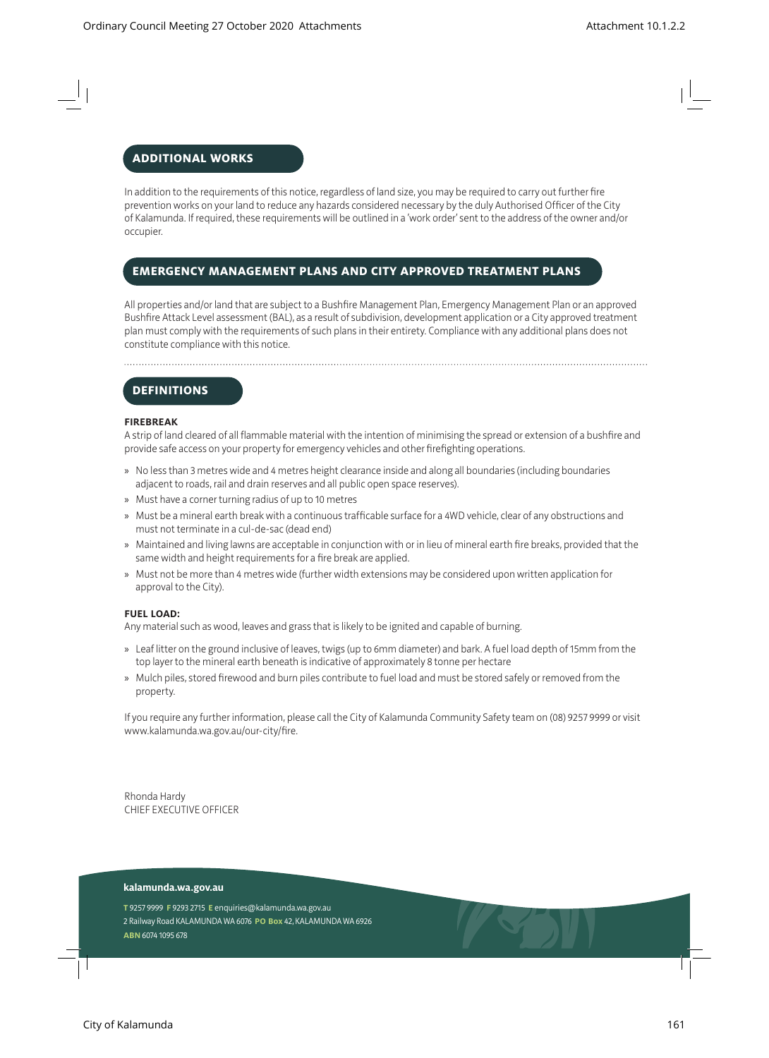## ADDITIONAL WORKS

In addition to the requirements of this notice, regardless of land size, you may be required to carry out further fire prevention works on your land to reduce any hazards considered necessary by the duly Authorised Officer of the City of Kalamunda. If required, these requirements will be outlined in a 'work order' sent to the address of the owner and/or occupier.

## EMERGENCY MANAGEMENT PLANS AND CITY APPROVED TREATMENT PLANS

All properties and/or land that are subject to a Bushfire Management Plan, Emergency Management Plan or an approved Bushfire Attack Level assessment (BAL), as a result of subdivision, development application or a City approved treatment plan must comply with the requirements of such plans in their entirety. Compliance with any additional plans does not constitute compliance with this notice.

## DEFINITIONS

**FIREBREAK**

A strip of land cleared of all flammable material with the intention of minimising the spread or extension of a bushfire and provide safe access on your property for emergency vehicles and other firefighting operations.

- No less than 3 metres wide and 4 metres height clearance inside and along all boundaries (including boundaries adjacent to roads, rail and drain reserves and all public open space reserves).
- Must have a corner turning radius of up to 10 metres
- Must be a mineral earth break with a continuous trafficable surface for a 4WD vehicle, clear of any obstructions and must not terminate in a cul-de-sac (dead end)
- Maintained and living lawns are acceptable in conjunction with or in lieu of mineral earth fire breaks, provided that the same width and height requirements for a fire break are applied.
- Must not be more than 4 metres wide (further width extensions may be considered upon written application for approval to the City).

**FUEL LOAD:**

Any material such as wood, leaves and grass that is likely to be ignited and capable of burning.

- Leaf litter on the ground inclusive of leaves, twigs (up to 6mm diameter) and bark. A fuel load depth of 15mm from the top layer to the mineral earth beneath is indicative of approximately 8 tonne per hectare
- Mulch piles, stored firewood and burn piles contribute to fuel load and must be stored safely or removed from the property.

If you require any further information, please call the City of Kalamunda Community Safety team on (08) 9257 9999 or visit www.kalamunda.wa.gov.au/our-city/fire.

Rhonda Hardy
CHIEF EXECUTIVE OFFICER

**kalamunda.wa.gov.au**

**T** 9257 9999 **F** 9293 2715 **E** enquiries@kalamunda.wa.gov.au
2 Railway Road KALAMUNDA WA 6076 **PO Box** 42, KALAMUNDA WA 6926
**ABN** 6074 1095 678